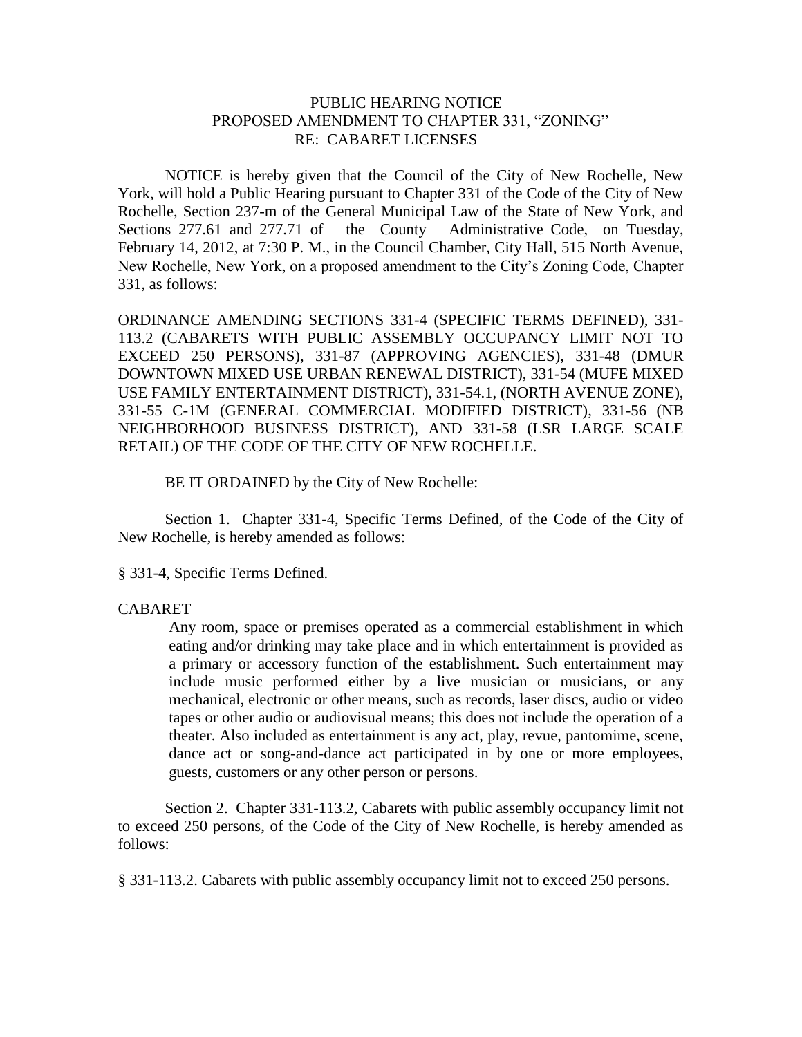PUBLIC HEARING NOTICE
PROPOSED AMENDMENT TO CHAPTER 331, "ZONING"
RE: CABARET LICENSES

NOTICE is hereby given that the Council of the City of New Rochelle, New York, will hold a Public Hearing pursuant to Chapter 331 of the Code of the City of New Rochelle, Section 237-m of the General Municipal Law of the State of New York, and Sections 277.61 and 277.71 of the County Administrative Code, on Tuesday, February 14, 2012, at 7:30 P. M., in the Council Chamber, City Hall, 515 North Avenue, New Rochelle, New York, on a proposed amendment to the City's Zoning Code, Chapter 331, as follows:

ORDINANCE AMENDING SECTIONS 331-4 (SPECIFIC TERMS DEFINED), 331-113.2 (CABARETS WITH PUBLIC ASSEMBLY OCCUPANCY LIMIT NOT TO EXCEED 250 PERSONS), 331-87 (APPROVING AGENCIES), 331-48 (DMUR DOWNTOWN MIXED USE URBAN RENEWAL DISTRICT), 331-54 (MUFE MIXED USE FAMILY ENTERTAINMENT DISTRICT), 331-54.1, (NORTH AVENUE ZONE), 331-55 C-1M (GENERAL COMMERCIAL MODIFIED DISTRICT), 331-56 (NB NEIGHBORHOOD BUSINESS DISTRICT), AND 331-58 (LSR LARGE SCALE RETAIL) OF THE CODE OF THE CITY OF NEW ROCHELLE.

BE IT ORDAINED by the City of New Rochelle:

Section 1. Chapter 331-4, Specific Terms Defined, of the Code of the City of New Rochelle, is hereby amended as follows:

§ 331-4, Specific Terms Defined.

CABARET

Any room, space or premises operated as a commercial establishment in which eating and/or drinking may take place and in which entertainment is provided as a primary <u>or accessory</u> function of the establishment. Such entertainment may include music performed either by a live musician or musicians, or any mechanical, electronic or other means, such as records, laser discs, audio or video tapes or other audio or audiovisual means; this does not include the operation of a theater. Also included as entertainment is any act, play, revue, pantomime, scene, dance act or song-and-dance act participated in by one or more employees, guests, customers or any other person or persons.

Section 2. Chapter 331-113.2, Cabarets with public assembly occupancy limit not to exceed 250 persons, of the Code of the City of New Rochelle, is hereby amended as follows:

§ 331-113.2. Cabarets with public assembly occupancy limit not to exceed 250 persons.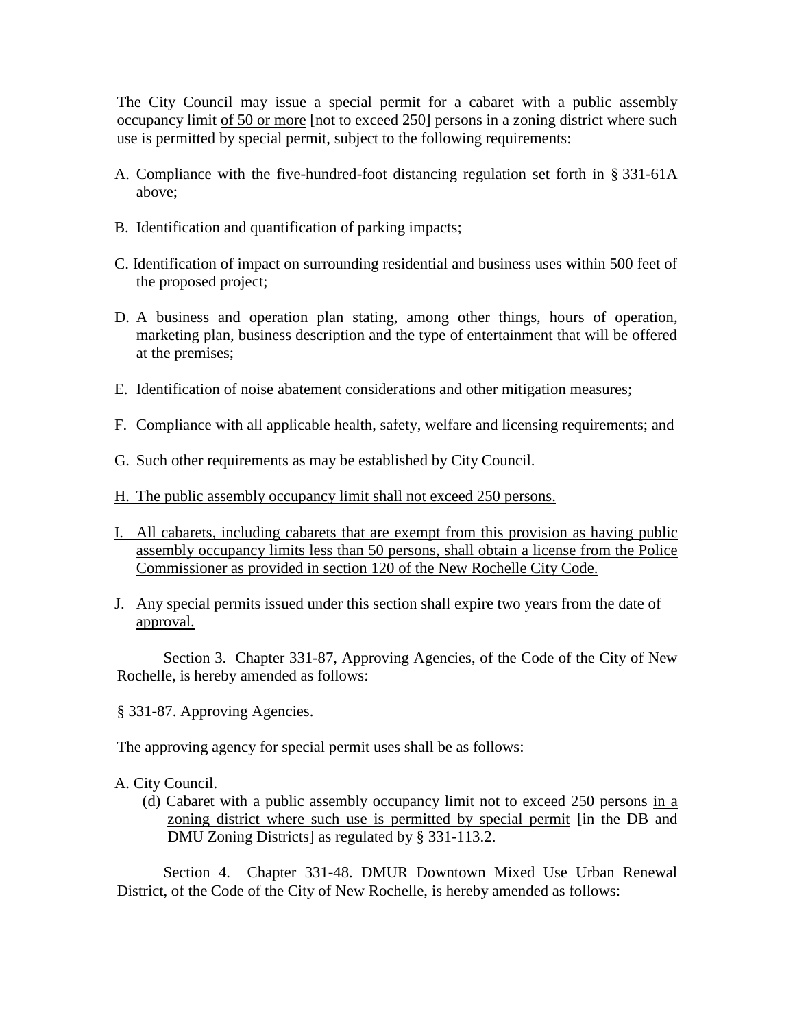The City Council may issue a special permit for a cabaret with a public assembly occupancy limit <u>of 50 or more</u> [not to exceed 250] persons in a zoning district where such use is permitted by special permit, subject to the following requirements:

A. Compliance with the five-hundred-foot distancing regulation set forth in § 331-61A above;

B. Identification and quantification of parking impacts;

C. Identification of impact on surrounding residential and business uses within 500 feet of the proposed project;

D. A business and operation plan stating, among other things, hours of operation, marketing plan, business description and the type of entertainment that will be offered at the premises;

E. Identification of noise abatement considerations and other mitigation measures;

F. Compliance with all applicable health, safety, welfare and licensing requirements; and

G. Such other requirements as may be established by City Council.

<u>H. The public assembly occupancy limit shall not exceed 250 persons.</u>

<u>I. All cabarets, including cabarets that are exempt from this provision as having public assembly occupancy limits less than 50 persons, shall obtain a license from the Police Commissioner as provided in section 120 of the New Rochelle City Code.</u>

<u>J. Any special permits issued under this section shall expire two years from the date of approval.</u>

Section 3. Chapter 331-87, Approving Agencies, of the Code of the City of New Rochelle, is hereby amended as follows:

§ 331-87. Approving Agencies.

The approving agency for special permit uses shall be as follows:

A. City Council.

(d) Cabaret with a public assembly occupancy limit not to exceed 250 persons <u>in a zoning district where such use is permitted by special permit</u> [in the DB and DMU Zoning Districts] as regulated by § 331-113.2.

Section 4. Chapter 331-48. DMUR Downtown Mixed Use Urban Renewal District, of the Code of the City of New Rochelle, is hereby amended as follows: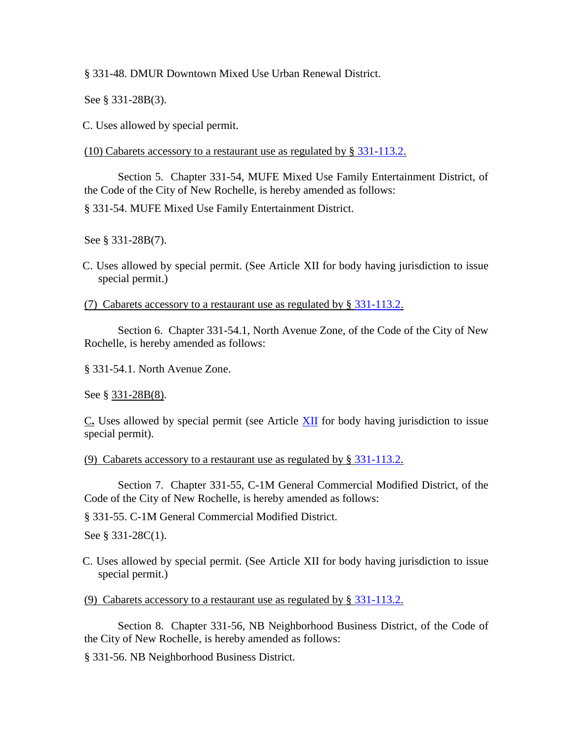§ 331-48. DMUR Downtown Mixed Use Urban Renewal District.

See § 331-28B(3).

C. Uses allowed by special permit.

(10) Cabarets accessory to a restaurant use as regulated by § 331-113.2.

Section 5. Chapter 331-54, MUFE Mixed Use Family Entertainment District, of the Code of the City of New Rochelle, is hereby amended as follows:

§ 331-54. MUFE Mixed Use Family Entertainment District.

See § 331-28B(7).

C. Uses allowed by special permit. (See Article XII for body having jurisdiction to issue special permit.)

(7) Cabarets accessory to a restaurant use as regulated by § 331-113.2.

Section 6. Chapter 331-54.1, North Avenue Zone, of the Code of the City of New Rochelle, is hereby amended as follows:

§ 331-54.1. North Avenue Zone.

See § 331-28B(8).

C. Uses allowed by special permit (see Article XII for body having jurisdiction to issue special permit).

(9) Cabarets accessory to a restaurant use as regulated by § 331-113.2.

Section 7. Chapter 331-55, C-1M General Commercial Modified District, of the Code of the City of New Rochelle, is hereby amended as follows:

§ 331-55. C-1M General Commercial Modified District.

See § 331-28C(1).

C. Uses allowed by special permit. (See Article XII for body having jurisdiction to issue special permit.)

(9) Cabarets accessory to a restaurant use as regulated by § 331-113.2.

Section 8. Chapter 331-56, NB Neighborhood Business District, of the Code of the City of New Rochelle, is hereby amended as follows:

§ 331-56. NB Neighborhood Business District.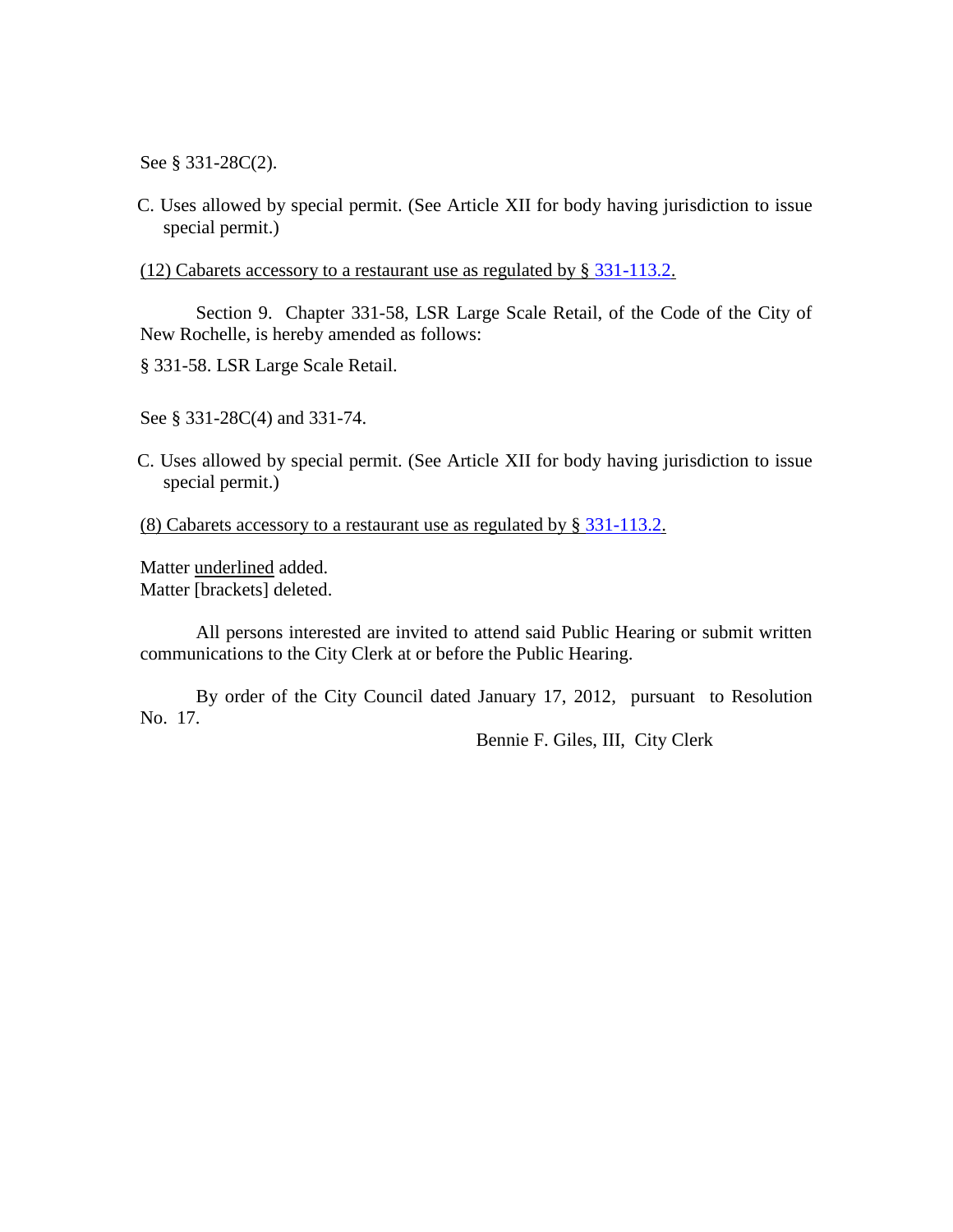See § 331-28C(2).

C. Uses allowed by special permit. (See Article XII for body having jurisdiction to issue special permit.)

<u>(12) Cabarets accessory to a restaurant use as regulated by § 331-113.2.</u>

Section 9. Chapter 331-58, LSR Large Scale Retail, of the Code of the City of New Rochelle, is hereby amended as follows:

§ 331-58. LSR Large Scale Retail.

See § 331-28C(4) and 331-74.

C. Uses allowed by special permit. (See Article XII for body having jurisdiction to issue special permit.)

<u>(8) Cabarets accessory to a restaurant use as regulated by § 331-113.2.</u>

Matter <u>underlined</u> added.
Matter [brackets] deleted.

All persons interested are invited to attend said Public Hearing or submit written communications to the City Clerk at or before the Public Hearing.

By order of the City Council dated January 17, 2012, pursuant to Resolution No. 17.

Bennie F. Giles, III, City Clerk